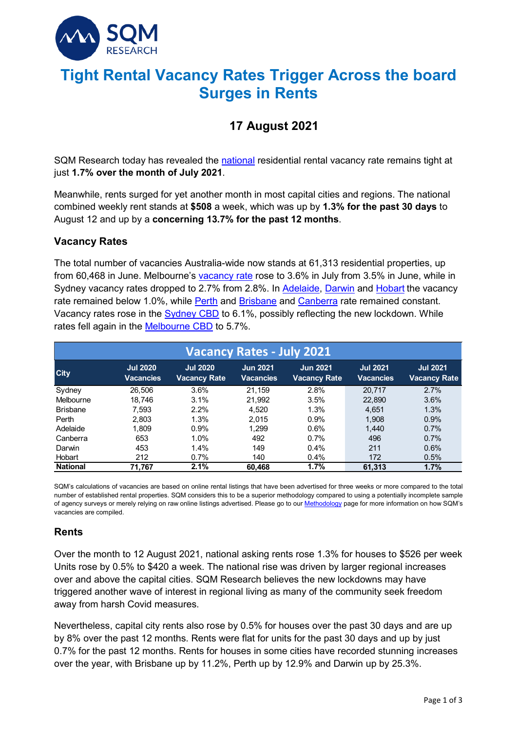# Tight Rental Vacancy Rates Trigger Across the board Surges in Rents

## 17 August 2021

SQM Research today has revealed the national residential rental vacancy rate remains tight at just **1.7% over the month of July 2021**.

Meanwhile, rents surged for yet another month in most capital cities and regions. The national combined weekly rent stands at **$508** a week, which was up by **1.3% for the past 30 days** to August 12 and up by a **concerning 13.7% for the past 12 months**.

### Vacancy Rates

The total number of vacancies Australia-wide now stands at 61,313 residential properties, up from 60,468 in June. Melbourne's vacancy rate rose to 3.6% in July from 3.5% in June, while in Sydney vacancy rates dropped to 2.7% from 2.8%. In Adelaide, Darwin and Hobart the vacancy rate remained below 1.0%, while Perth and Brisbane and Canberra rate remained constant. Vacancy rates rose in the Sydney CBD to 6.1%, possibly reflecting the new lockdown. While rates fell again in the Melbourne CBD to 5.7%.

**Vacancy Rates - July 2021**

| City | Jul 2020 Vacancies | Jul 2020 Vacancy Rate | Jun 2021 Vacancies | Jun 2021 Vacancy Rate | Jul 2021 Vacancies | Jul 2021 Vacancy Rate |
|---|---|---|---|---|---|---|
| Sydney | 26,506 | 3.6% | 21,159 | 2.8% | 20,717 | 2.7% |
| Melbourne | 18,746 | 3.1% | 21,992 | 3.5% | 22,890 | 3.6% |
| Brisbane | 7,593 | 2.2% | 4,520 | 1.3% | 4,651 | 1.3% |
| Perth | 2,803 | 1.3% | 2,015 | 0.9% | 1,908 | 0.9% |
| Adelaide | 1,809 | 0.9% | 1,299 | 0.6% | 1,440 | 0.7% |
| Canberra | 653 | 1.0% | 492 | 0.7% | 496 | 0.7% |
| Darwin | 453 | 1.4% | 149 | 0.4% | 211 | 0.6% |
| Hobart | 212 | 0.7% | 140 | 0.4% | 172 | 0.5% |
| **National** | **71,767** | **2.1%** | **60,468** | **1.7%** | **61,313** | **1.7%** |

SQM's calculations of vacancies are based on online rental listings that have been advertised for three weeks or more compared to the total number of established rental properties. SQM considers this to be a superior methodology compared to using a potentially incomplete sample of agency surveys or merely relying on raw online listings advertised. Please go to our Methodology page for more information on how SQM's vacancies are compiled.

### Rents

Over the month to 12 August 2021, national asking rents rose 1.3% for houses to $526 per week Units rose by 0.5% to $420 a week. The national rise was driven by larger regional increases over and above the capital cities. SQM Research believes the new lockdowns may have triggered another wave of interest in regional living as many of the community seek freedom away from harsh Covid measures.

Nevertheless, capital city rents also rose by 0.5% for houses over the past 30 days and are up by 8% over the past 12 months. Rents were flat for units for the past 30 days and up by just 0.7% for the past 12 months. Rents for houses in some cities have recorded stunning increases over the year, with Brisbane up by 11.2%, Perth up by 12.9% and Darwin up by 25.3%.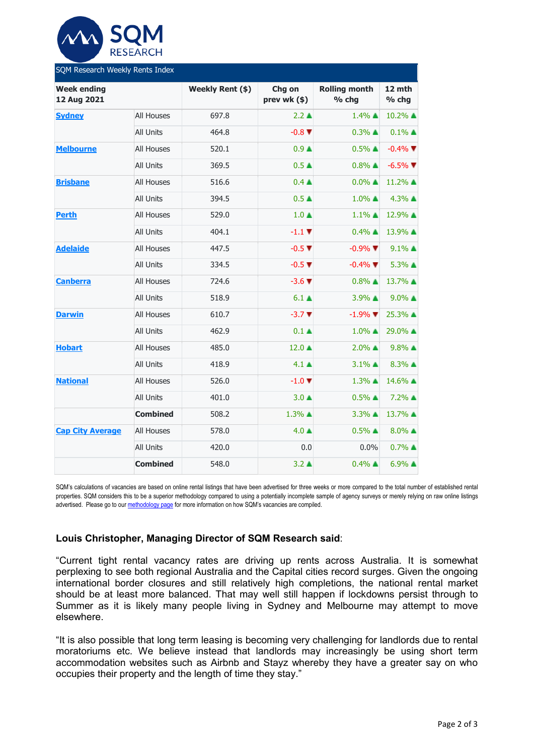SQM Research Weekly Rents Index

| Week ending 12 Aug 2021 | | Weekly Rent ($) | Chg on prev wk ($) | Rolling month % chg | 12 mth % chg |
|---|---|---|---|---|---|
| Sydney | All Houses | 697.8 | 2.2 ▲ | 1.4% ▲ | 10.2% ▲ |
| | All Units | 464.8 | -0.8 ▼ | 0.3% ▲ | 0.1% ▲ |
| Melbourne | All Houses | 520.1 | 0.9 ▲ | 0.5% ▲ | -0.4% ▼ |
| | All Units | 369.5 | 0.5 ▲ | 0.8% ▲ | -6.5% ▼ |
| Brisbane | All Houses | 516.6 | 0.4 ▲ | 0.0% ▲ | 11.2% ▲ |
| | All Units | 394.5 | 0.5 ▲ | 1.0% ▲ | 4.3% ▲ |
| Perth | All Houses | 529.0 | 1.0 ▲ | 1.1% ▲ | 12.9% ▲ |
| | All Units | 404.1 | -1.1 ▼ | 0.4% ▲ | 13.9% ▲ |
| Adelaide | All Houses | 447.5 | -0.5 ▼ | -0.9% ▼ | 9.1% ▲ |
| | All Units | 334.5 | -0.5 ▼ | -0.4% ▼ | 5.3% ▲ |
| Canberra | All Houses | 724.6 | -3.6 ▼ | 0.8% ▲ | 13.7% ▲ |
| | All Units | 518.9 | 6.1 ▲ | 3.9% ▲ | 9.0% ▲ |
| Darwin | All Houses | 610.7 | -3.7 ▼ | -1.9% ▼ | 25.3% ▲ |
| | All Units | 462.9 | 0.1 ▲ | 1.0% ▲ | 29.0% ▲ |
| Hobart | All Houses | 485.0 | 12.0 ▲ | 2.0% ▲ | 9.8% ▲ |
| | All Units | 418.9 | 4.1 ▲ | 3.1% ▲ | 8.3% ▲ |
| National | All Houses | 526.0 | -1.0 ▼ | 1.3% ▲ | 14.6% ▲ |
| | All Units | 401.0 | 3.0 ▲ | 0.5% ▲ | 7.2% ▲ |
| | **Combined** | 508.2 | 1.3% ▲ | 3.3% ▲ | 13.7% ▲ |
| Cap City Average | All Houses | 578.0 | 4.0 ▲ | 0.5% ▲ | 8.0% ▲ |
| | All Units | 420.0 | 0.0 | 0.0% | 0.7% ▲ |
| | **Combined** | 548.0 | 3.2 ▲ | 0.4% ▲ | 6.9% ▲ |

SQM's calculations of vacancies are based on online rental listings that have been advertised for three weeks or more compared to the total number of established rental properties. SQM considers this to be a superior methodology compared to using a potentially incomplete sample of agency surveys or merely relying on raw online listings advertised. Please go to our methodology page for more information on how SQM's vacancies are compiled.

**Louis Christopher, Managing Director of SQM Research said**:

"Current tight rental vacancy rates are driving up rents across Australia. It is somewhat perplexing to see both regional Australia and the Capital cities record surges. Given the ongoing international border closures and still relatively high completions, the national rental market should be at least more balanced. That may well still happen if lockdowns persist through to Summer as it is likely many people living in Sydney and Melbourne may attempt to move elsewhere.

"It is also possible that long term leasing is becoming very challenging for landlords due to rental moratoriums etc. We believe instead that landlords may increasingly be using short term accommodation websites such as Airbnb and Stayz whereby they have a greater say on who occupies their property and the length of time they stay."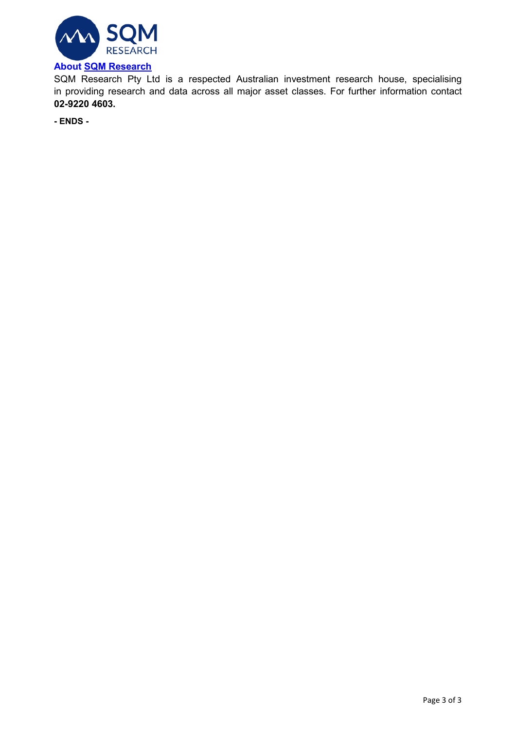## About SQM Research

SQM Research Pty Ltd is a respected Australian investment research house, specialising in providing research and data across all major asset classes. For further information contact **02-9220 4603.**

**- ENDS -**